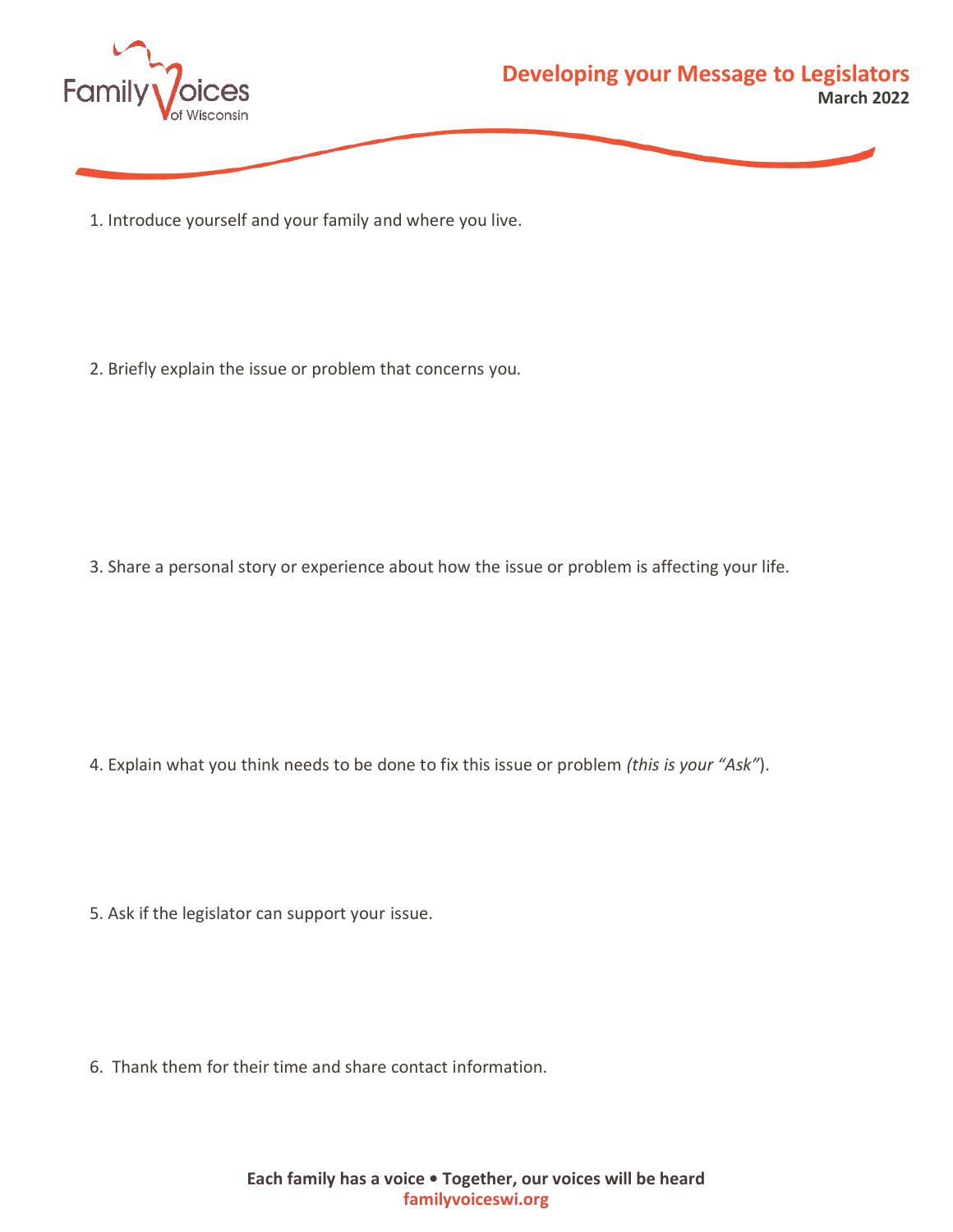Family Voices of Wisconsin

# Developing your Message to Legislators

**March 2022**

1. Introduce yourself and your family and where you live.

2. Briefly explain the issue or problem that concerns you.

3. Share a personal story or experience about how the issue or problem is affecting your life.

4. Explain what you think needs to be done to fix this issue or problem *(this is your "Ask"*).

5. Ask if the legislator can support your issue.

6. Thank them for their time and share contact information.

**Each family has a voice • Together, our voices will be heard**
**familyvoiceswi.org**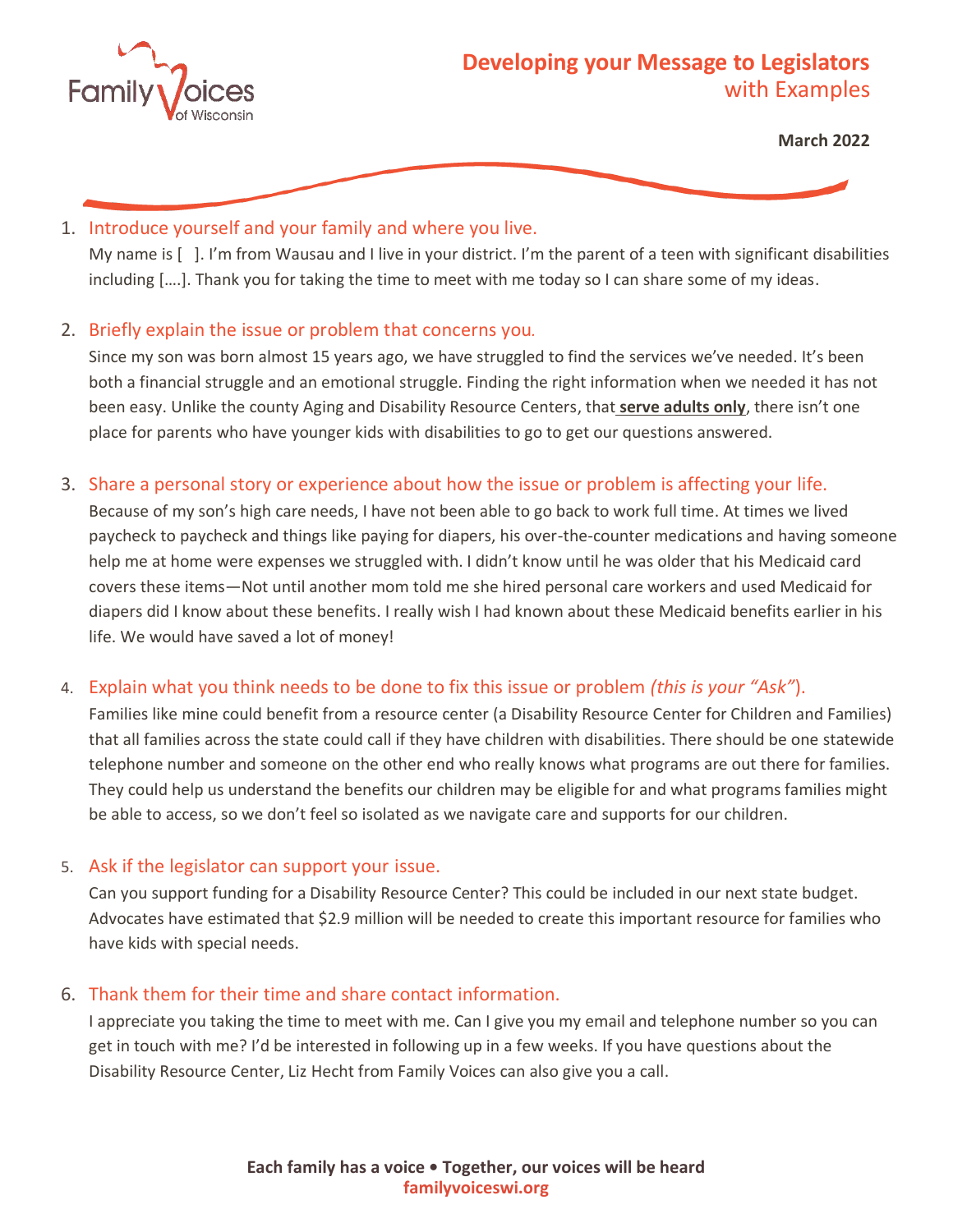# Developing your Message to Legislators
## with Examples

**March 2022**

1. Introduce yourself and your family and where you live.

   My name is [ ]. I'm from Wausau and I live in your district. I'm the parent of a teen with significant disabilities including [….]. Thank you for taking the time to meet with me today so I can share some of my ideas.

2. Briefly explain the issue or problem that concerns you.

   Since my son was born almost 15 years ago, we have struggled to find the services we've needed. It's been both a financial struggle and an emotional struggle. Finding the right information when we needed it has not been easy. Unlike the county Aging and Disability Resource Centers, that **serve adults only**, there isn't one place for parents who have younger kids with disabilities to go to get our questions answered.

3. Share a personal story or experience about how the issue or problem is affecting your life.

   Because of my son's high care needs, I have not been able to go back to work full time. At times we lived paycheck to paycheck and things like paying for diapers, his over-the-counter medications and having someone help me at home were expenses we struggled with. I didn't know until he was older that his Medicaid card covers these items—Not until another mom told me she hired personal care workers and used Medicaid for diapers did I know about these benefits. I really wish I had known about these Medicaid benefits earlier in his life. We would have saved a lot of money!

4. Explain what you think needs to be done to fix this issue or problem *(this is your "Ask")*.

   Families like mine could benefit from a resource center (a Disability Resource Center for Children and Families) that all families across the state could call if they have children with disabilities. There should be one statewide telephone number and someone on the other end who really knows what programs are out there for families. They could help us understand the benefits our children may be eligible for and what programs families might be able to access, so we don't feel so isolated as we navigate care and supports for our children.

5. Ask if the legislator can support your issue.

   Can you support funding for a Disability Resource Center? This could be included in our next state budget. Advocates have estimated that $2.9 million will be needed to create this important resource for families who have kids with special needs.

6. Thank them for their time and share contact information.

   I appreciate you taking the time to meet with me. Can I give you my email and telephone number so you can get in touch with me? I'd be interested in following up in a few weeks. If you have questions about the Disability Resource Center, Liz Hecht from Family Voices can also give you a call.

**Each family has a voice • Together, our voices will be heard**
**familyvoiceswi.org**